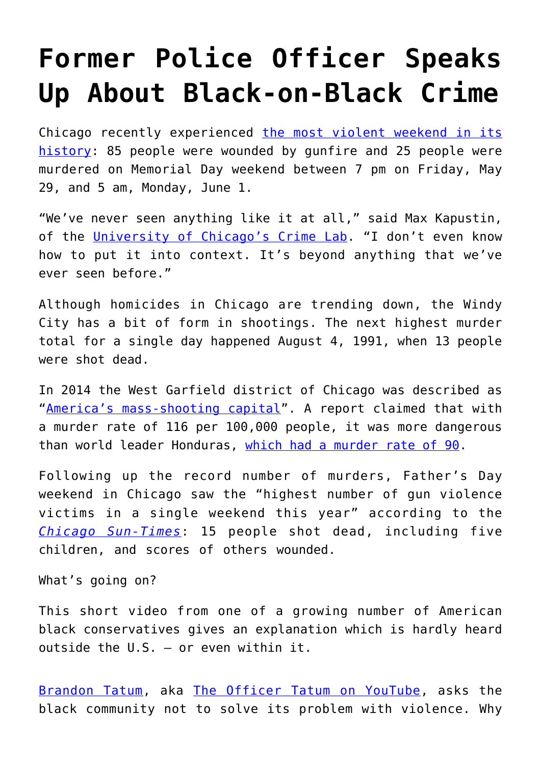# Former Police Officer Speaks Up About Black-on-Black Crime

Chicago recently experienced the most violent weekend in its history: 85 people were wounded by gunfire and 25 people were murdered on Memorial Day weekend between 7 pm on Friday, May 29, and 5 am, Monday, June 1.

"We've never seen anything like it at all," said Max Kapustin, of the University of Chicago's Crime Lab. "I don't even know how to put it into context. It's beyond anything that we've ever seen before."

Although homicides in Chicago are trending down, the Windy City has a bit of form in shootings. The next highest murder total for a single day happened August 4, 1991, when 13 people were shot dead.

In 2014 the West Garfield district of Chicago was described as "America's mass-shooting capital". A report claimed that with a murder rate of 116 per 100,000 people, it was more dangerous than world leader Honduras, which had a murder rate of 90.

Following up the record number of murders, Father's Day weekend in Chicago saw the "highest number of gun violence victims in a single weekend this year" according to the *Chicago Sun-Times*: 15 people shot dead, including five children, and scores of others wounded.

What's going on?

This short video from one of a growing number of American black conservatives gives an explanation which is hardly heard outside the U.S. – or even within it.

Brandon Tatum, aka The Officer Tatum on YouTube, asks the black community not to solve its problem with violence. Why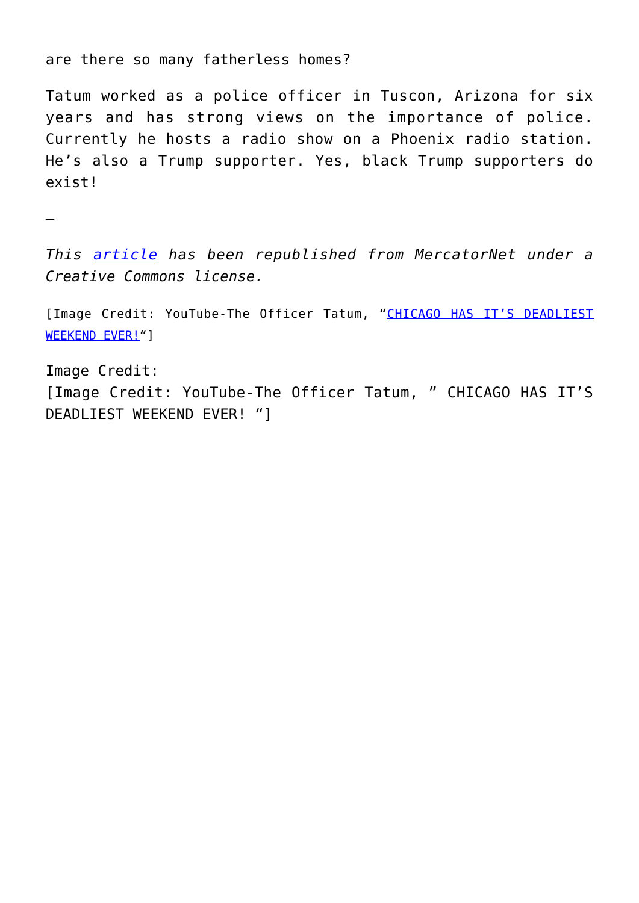are there so many fatherless homes?

Tatum worked as a police officer in Tuscon, Arizona for six years and has strong views on the importance of police. Currently he hosts a radio show on a Phoenix radio station. He's also a Trump supporter. Yes, black Trump supporters do exist!

—

*This article has been republished from MercatorNet under a Creative Commons license.*

[Image Credit: YouTube-The Officer Tatum, "CHICAGO HAS IT'S DEADLIEST WEEKEND EVER!"]

Image Credit:
[Image Credit: YouTube-The Officer Tatum, " CHICAGO HAS IT'S DEADLIEST WEEKEND EVER! "]